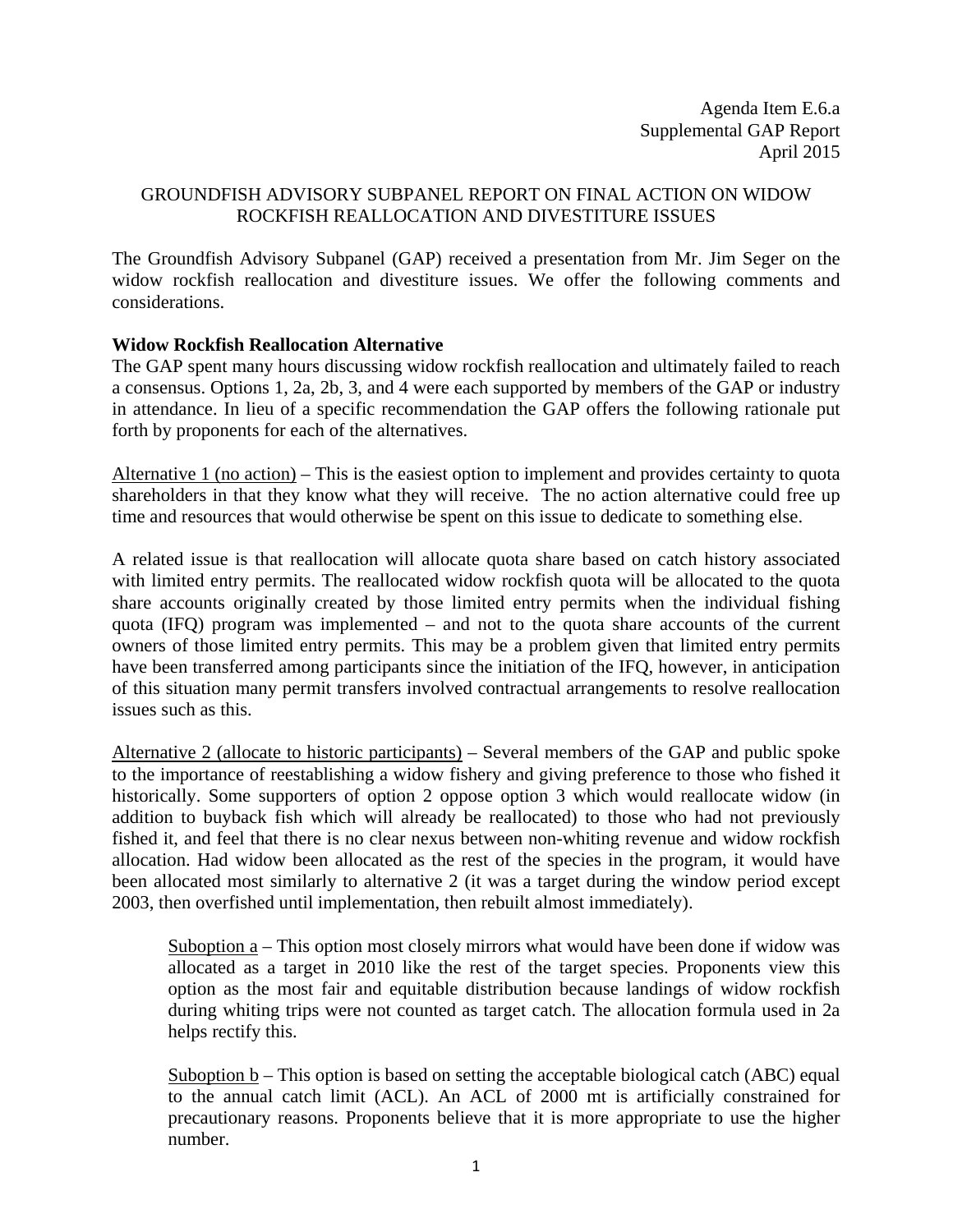Agenda Item E.6.a
Supplemental GAP Report
April 2015

GROUNDFISH ADVISORY SUBPANEL REPORT ON FINAL ACTION ON WIDOW ROCKFISH REALLOCATION AND DIVESTITURE ISSUES

The Groundfish Advisory Subpanel (GAP) received a presentation from Mr. Jim Seger on the widow rockfish reallocation and divestiture issues. We offer the following comments and considerations.

**Widow Rockfish Reallocation Alternative**

The GAP spent many hours discussing widow rockfish reallocation and ultimately failed to reach a consensus. Options 1, 2a, 2b, 3, and 4 were each supported by members of the GAP or industry in attendance. In lieu of a specific recommendation the GAP offers the following rationale put forth by proponents for each of the alternatives.

Alternative 1 (no action) – This is the easiest option to implement and provides certainty to quota shareholders in that they know what they will receive. The no action alternative could free up time and resources that would otherwise be spent on this issue to dedicate to something else.

A related issue is that reallocation will allocate quota share based on catch history associated with limited entry permits. The reallocated widow rockfish quota will be allocated to the quota share accounts originally created by those limited entry permits when the individual fishing quota (IFQ) program was implemented – and not to the quota share accounts of the current owners of those limited entry permits. This may be a problem given that limited entry permits have been transferred among participants since the initiation of the IFQ, however, in anticipation of this situation many permit transfers involved contractual arrangements to resolve reallocation issues such as this.

Alternative 2 (allocate to historic participants) – Several members of the GAP and public spoke to the importance of reestablishing a widow fishery and giving preference to those who fished it historically. Some supporters of option 2 oppose option 3 which would reallocate widow (in addition to buyback fish which will already be reallocated) to those who had not previously fished it, and feel that there is no clear nexus between non-whiting revenue and widow rockfish allocation. Had widow been allocated as the rest of the species in the program, it would have been allocated most similarly to alternative 2 (it was a target during the window period except 2003, then overfished until implementation, then rebuilt almost immediately).

> Suboption a – This option most closely mirrors what would have been done if widow was allocated as a target in 2010 like the rest of the target species. Proponents view this option as the most fair and equitable distribution because landings of widow rockfish during whiting trips were not counted as target catch. The allocation formula used in 2a helps rectify this.
>
> Suboption b – This option is based on setting the acceptable biological catch (ABC) equal to the annual catch limit (ACL). An ACL of 2000 mt is artificially constrained for precautionary reasons. Proponents believe that it is more appropriate to use the higher number.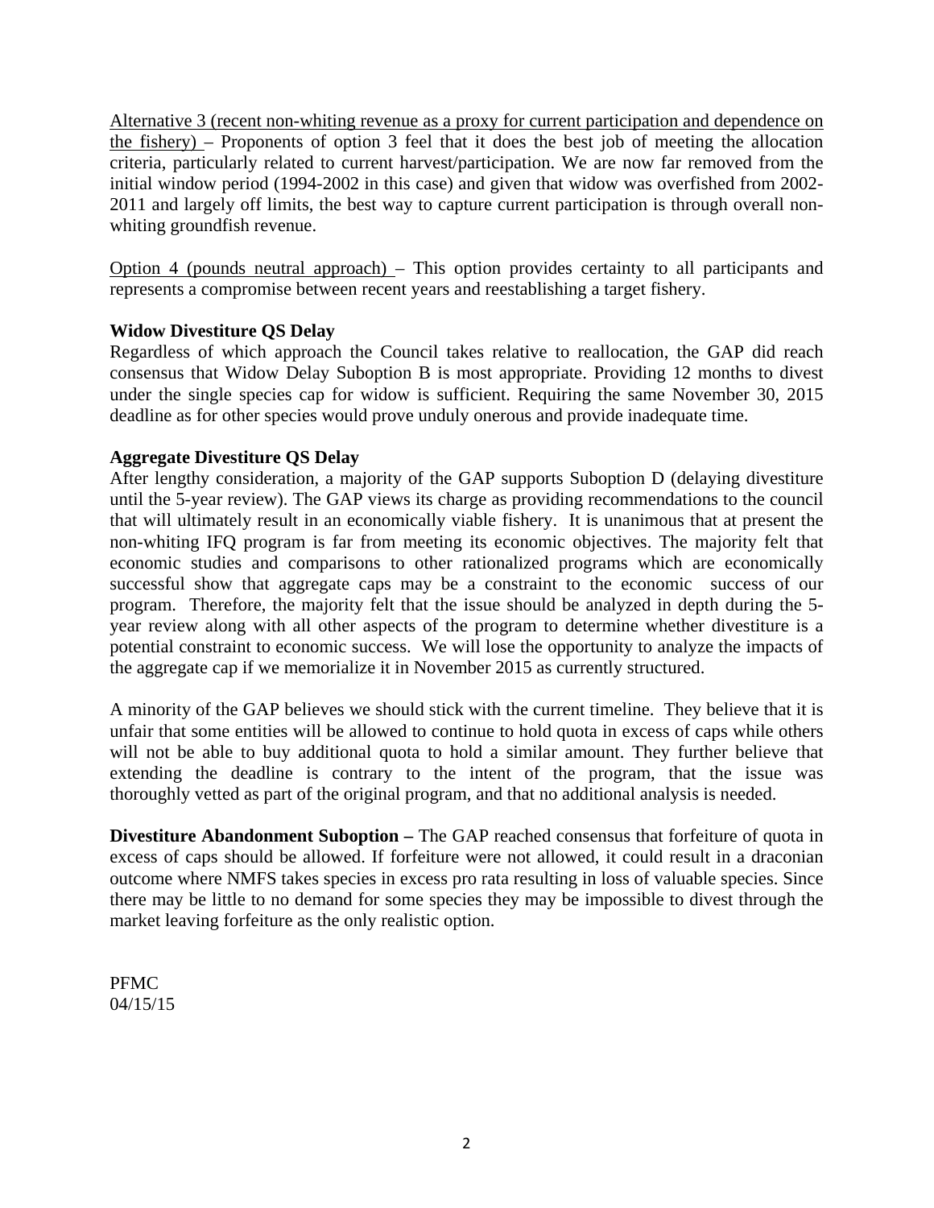Alternative 3 (recent non-whiting revenue as a proxy for current participation and dependence on the fishery) – Proponents of option 3 feel that it does the best job of meeting the allocation criteria, particularly related to current harvest/participation. We are now far removed from the initial window period (1994-2002 in this case) and given that widow was overfished from 2002-2011 and largely off limits, the best way to capture current participation is through overall non-whiting groundfish revenue.

Option 4 (pounds neutral approach) – This option provides certainty to all participants and represents a compromise between recent years and reestablishing a target fishery.

**Widow Divestiture QS Delay**

Regardless of which approach the Council takes relative to reallocation, the GAP did reach consensus that Widow Delay Suboption B is most appropriate. Providing 12 months to divest under the single species cap for widow is sufficient. Requiring the same November 30, 2015 deadline as for other species would prove unduly onerous and provide inadequate time.

**Aggregate Divestiture QS Delay**

After lengthy consideration, a majority of the GAP supports Suboption D (delaying divestiture until the 5-year review). The GAP views its charge as providing recommendations to the council that will ultimately result in an economically viable fishery. It is unanimous that at present the non-whiting IFQ program is far from meeting its economic objectives. The majority felt that economic studies and comparisons to other rationalized programs which are economically successful show that aggregate caps may be a constraint to the economic success of our program. Therefore, the majority felt that the issue should be analyzed in depth during the 5-year review along with all other aspects of the program to determine whether divestiture is a potential constraint to economic success. We will lose the opportunity to analyze the impacts of the aggregate cap if we memorialize it in November 2015 as currently structured.

A minority of the GAP believes we should stick with the current timeline. They believe that it is unfair that some entities will be allowed to continue to hold quota in excess of caps while others will not be able to buy additional quota to hold a similar amount. They further believe that extending the deadline is contrary to the intent of the program, that the issue was thoroughly vetted as part of the original program, and that no additional analysis is needed.

**Divestiture Abandonment Suboption –** The GAP reached consensus that forfeiture of quota in excess of caps should be allowed. If forfeiture were not allowed, it could result in a draconian outcome where NMFS takes species in excess pro rata resulting in loss of valuable species. Since there may be little to no demand for some species they may be impossible to divest through the market leaving forfeiture as the only realistic option.

PFMC
04/15/15